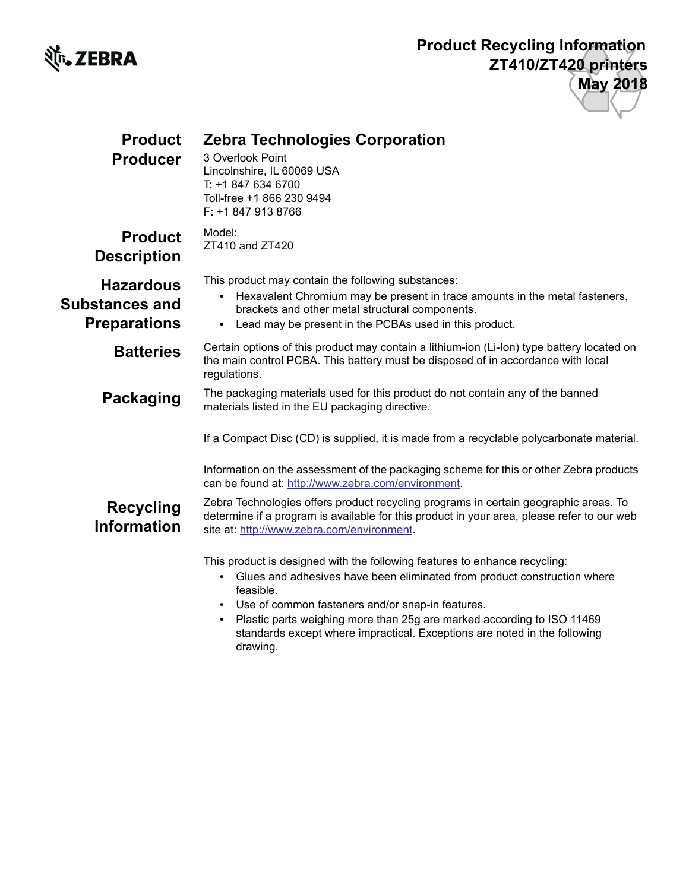# Product Recycling Information
# ZT410/ZT420 printers
# May 2018

## Product Producer

**Zebra Technologies Corporation**

3 Overlook Point
Lincolnshire, IL 60069 USA
T: +1 847 634 6700
Toll-free +1 866 230 9494
F: +1 847 913 8766

## Product Description

Model:
ZT410 and ZT420

## Hazardous Substances and Preparations

This product may contain the following substances:

- Hexavalent Chromium may be present in trace amounts in the metal fasteners, brackets and other metal structural components.
- Lead may be present in the PCBAs used in this product.

## Batteries

Certain options of this product may contain a lithium-ion (Li-Ion) type battery located on the main control PCBA. This battery must be disposed of in accordance with local regulations.

## Packaging

The packaging materials used for this product do not contain any of the banned materials listed in the EU packaging directive.

If a Compact Disc (CD) is supplied, it is made from a recyclable polycarbonate material.

Information on the assessment of the packaging scheme for this or other Zebra products can be found at: http://www.zebra.com/environment.

## Recycling Information

Zebra Technologies offers product recycling programs in certain geographic areas. To determine if a program is available for this product in your area, please refer to our web site at: http://www.zebra.com/environment.

This product is designed with the following features to enhance recycling:

- Glues and adhesives have been eliminated from product construction where feasible.
- Use of common fasteners and/or snap-in features.
- Plastic parts weighing more than 25g are marked according to ISO 11469 standards except where impractical. Exceptions are noted in the following drawing.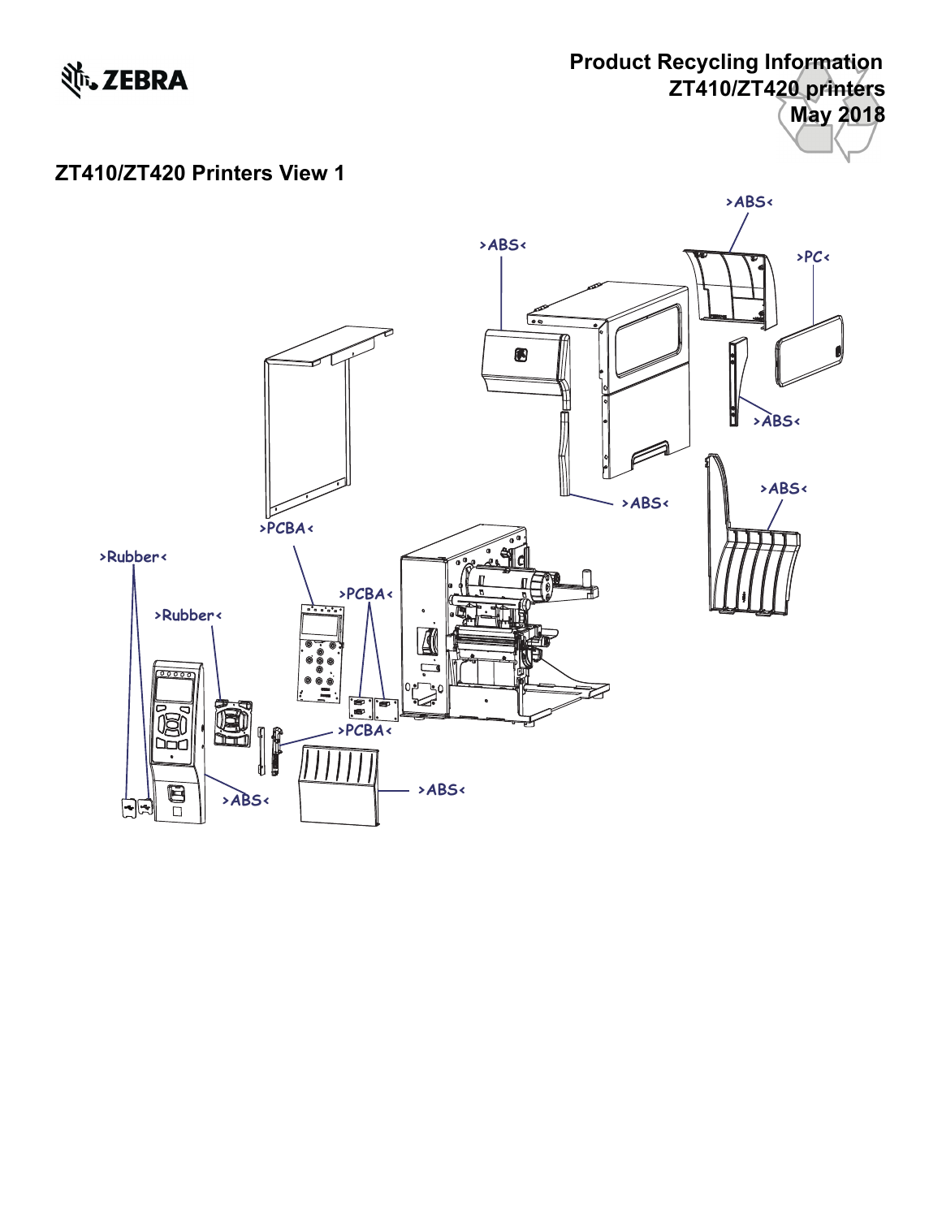# Product Recycling Information
## ZT410/ZT420 printers
## May 2018

## ZT410/ZT420 Printers View 1

>ABS<

>ABS<

>PC<

>ABS<

>ABS<

>ABS<

>PCBA<

>Rubber<

>PCBA<

>Rubber<

>PCBA<

>ABS<

>ABS<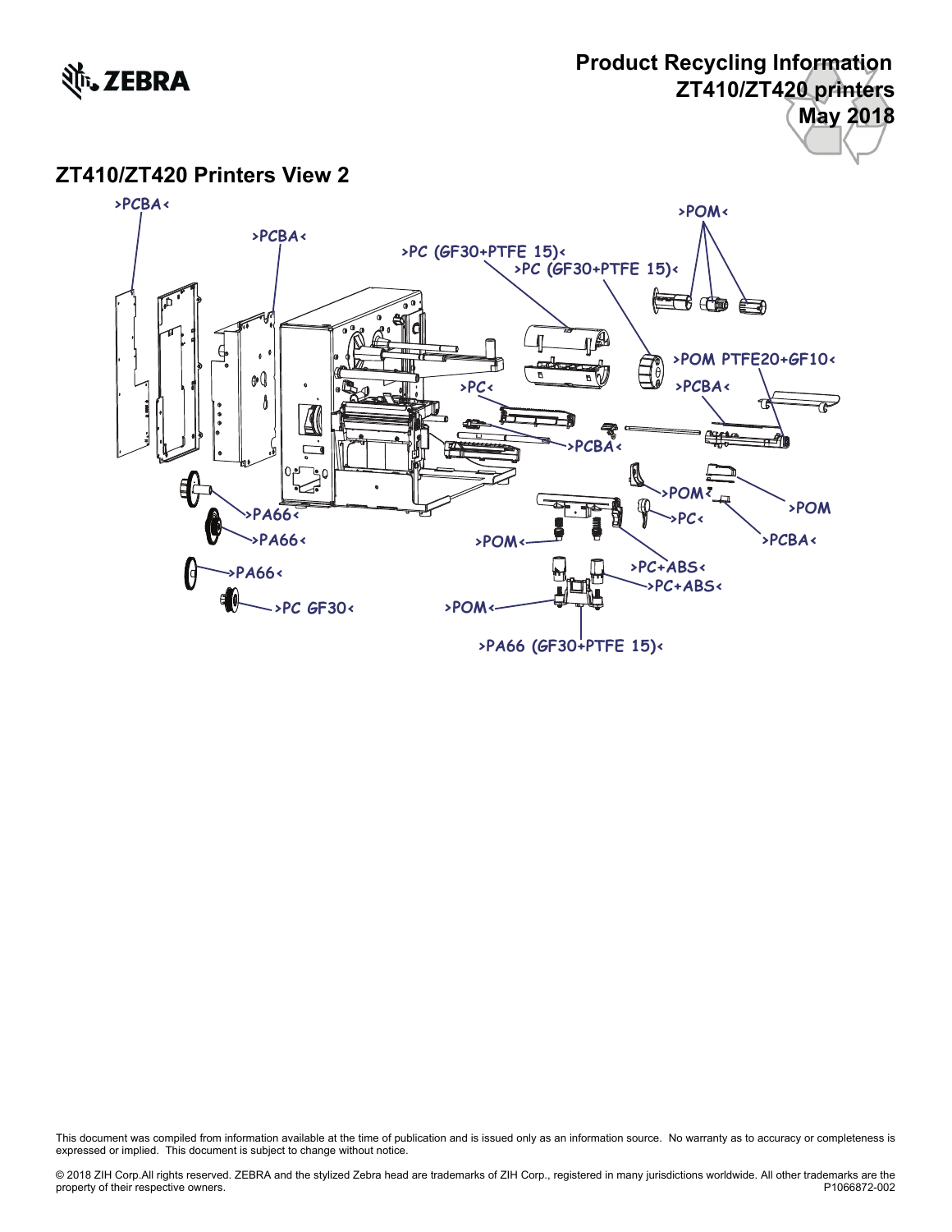Product Recycling Information
ZT410/ZT420 printers
May 2018

## ZT410/ZT420 Printers View 2

>PCBA<

>PCBA<

>POM<

>PC (GF30+PTFE 15)<

>PC (GF30+PTFE 15)<

>POM PTFE20+GF10<

>PC<

>PCBA<

>PCBA<

>POM<

>POM

>PC<

>PA66<

>PA66<

>POM<

>PCBA<

>PA66<

>PC+ABS<

>PC+ABS<

>PC GF30<

>POM<

>PA66 (GF30+PTFE 15)<

This document was compiled from information available at the time of publication and is issued only as an information source. No warranty as to accuracy or completeness is expressed or implied. This document is subject to change without notice.

© 2018 ZIH Corp.All rights reserved. ZEBRA and the stylized Zebra head are trademarks of ZIH Corp., registered in many jurisdictions worldwide. All other trademarks are the property of their respective owners.
P1066872-002